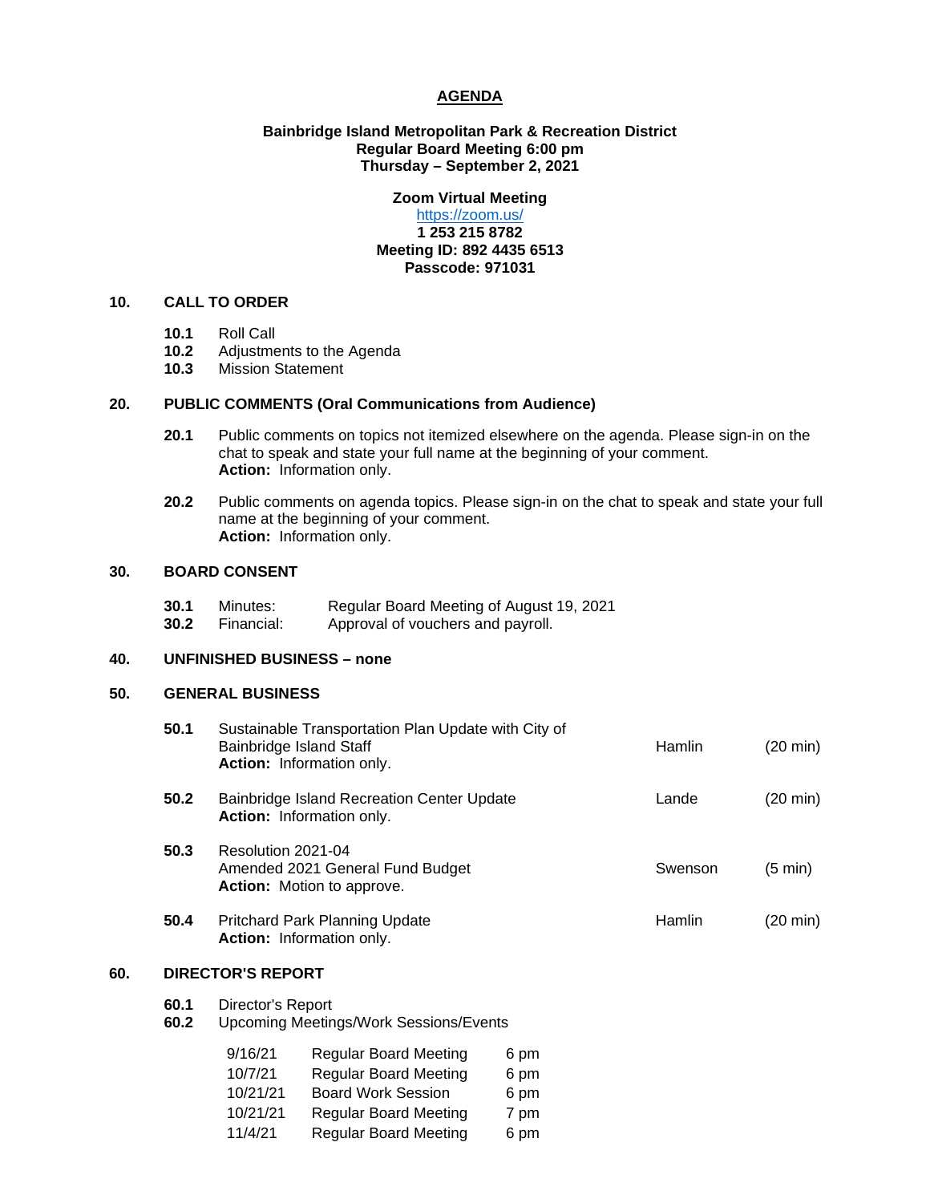# AGENDA

**Bainbridge Island Metropolitan Park & Recreation District**
**Regular Board Meeting 6:00 pm**
**Thursday – September 2, 2021**

**Zoom Virtual Meeting**
https://zoom.us/
**1 253 215 8782**
**Meeting ID: 892 4435 6513**
**Passcode: 971031**

## 10. CALL TO ORDER

**10.1** Roll Call
**10.2** Adjustments to the Agenda
**10.3** Mission Statement

## 20. PUBLIC COMMENTS (Oral Communications from Audience)

**20.1** Public comments on topics not itemized elsewhere on the agenda. Please sign-in on the chat to speak and state your full name at the beginning of your comment.
**Action:** Information only.

**20.2** Public comments on agenda topics. Please sign-in on the chat to speak and state your full name at the beginning of your comment.
**Action:** Information only.

## 30. BOARD CONSENT

**30.1** Minutes: Regular Board Meeting of August 19, 2021
**30.2** Financial: Approval of vouchers and payroll.

## 40. UNFINISHED BUSINESS – none

## 50. GENERAL BUSINESS

| | | | |
|---|---|---|---|
| **50.1** | Sustainable Transportation Plan Update with City of Bainbridge Island Staff<br>**Action:** Information only. | Hamlin | (20 min) |
| **50.2** | Bainbridge Island Recreation Center Update<br>**Action:** Information only. | Lande | (20 min) |
| **50.3** | Resolution 2021-04<br>Amended 2021 General Fund Budget<br>**Action:** Motion to approve. | Swenson | (5 min) |
| **50.4** | Pritchard Park Planning Update<br>**Action:** Information only. | Hamlin | (20 min) |

## 60. DIRECTOR'S REPORT

**60.1** Director's Report
**60.2** Upcoming Meetings/Work Sessions/Events

| | | |
|---|---|---|
| 9/16/21 | Regular Board Meeting | 6 pm |
| 10/7/21 | Regular Board Meeting | 6 pm |
| 10/21/21 | Board Work Session | 6 pm |
| 10/21/21 | Regular Board Meeting | 7 pm |
| 11/4/21 | Regular Board Meeting | 6 pm |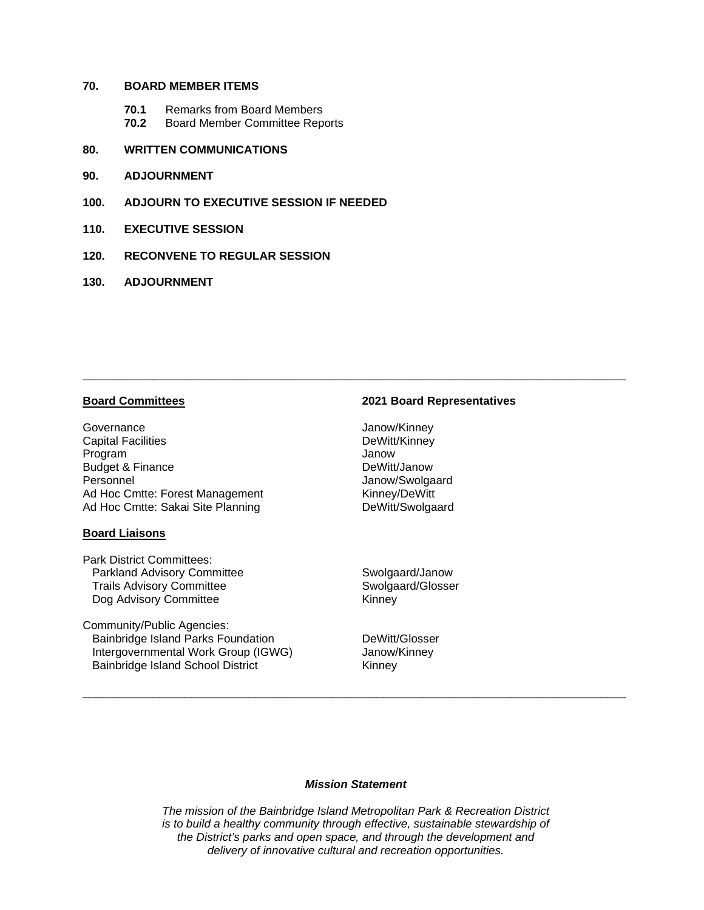**70. BOARD MEMBER ITEMS**

- **70.1** Remarks from Board Members
- **70.2** Board Member Committee Reports

**80. WRITTEN COMMUNICATIONS**

**90. ADJOURNMENT**

**100. ADJOURN TO EXECUTIVE SESSION IF NEEDED**

**110. EXECUTIVE SESSION**

**120. RECONVENE TO REGULAR SESSION**

**130. ADJOURNMENT**

---

| **Board Committees** | **2021 Board Representatives** |
|---|---|
| Governance | Janow/Kinney |
| Capital Facilities | DeWitt/Kinney |
| Program | Janow |
| Budget & Finance | DeWitt/Janow |
| Personnel | Janow/Swolgaard |
| Ad Hoc Cmtte: Forest Management | Kinney/DeWitt |
| Ad Hoc Cmtte: Sakai Site Planning | DeWitt/Swolgaard |

**Board Liaisons**

| | |
|---|---|
| Park District Committees: | |
| Parkland Advisory Committee | Swolgaard/Janow |
| Trails Advisory Committee | Swolgaard/Glosser |
| Dog Advisory Committee | Kinney |
| Community/Public Agencies: | |
| Bainbridge Island Parks Foundation | DeWitt/Glosser |
| Intergovernmental Work Group (IGWG) | Janow/Kinney |
| Bainbridge Island School District | Kinney |

---

***Mission Statement***

*The mission of the Bainbridge Island Metropolitan Park & Recreation District is to build a healthy community through effective, sustainable stewardship of the District's parks and open space, and through the development and delivery of innovative cultural and recreation opportunities.*